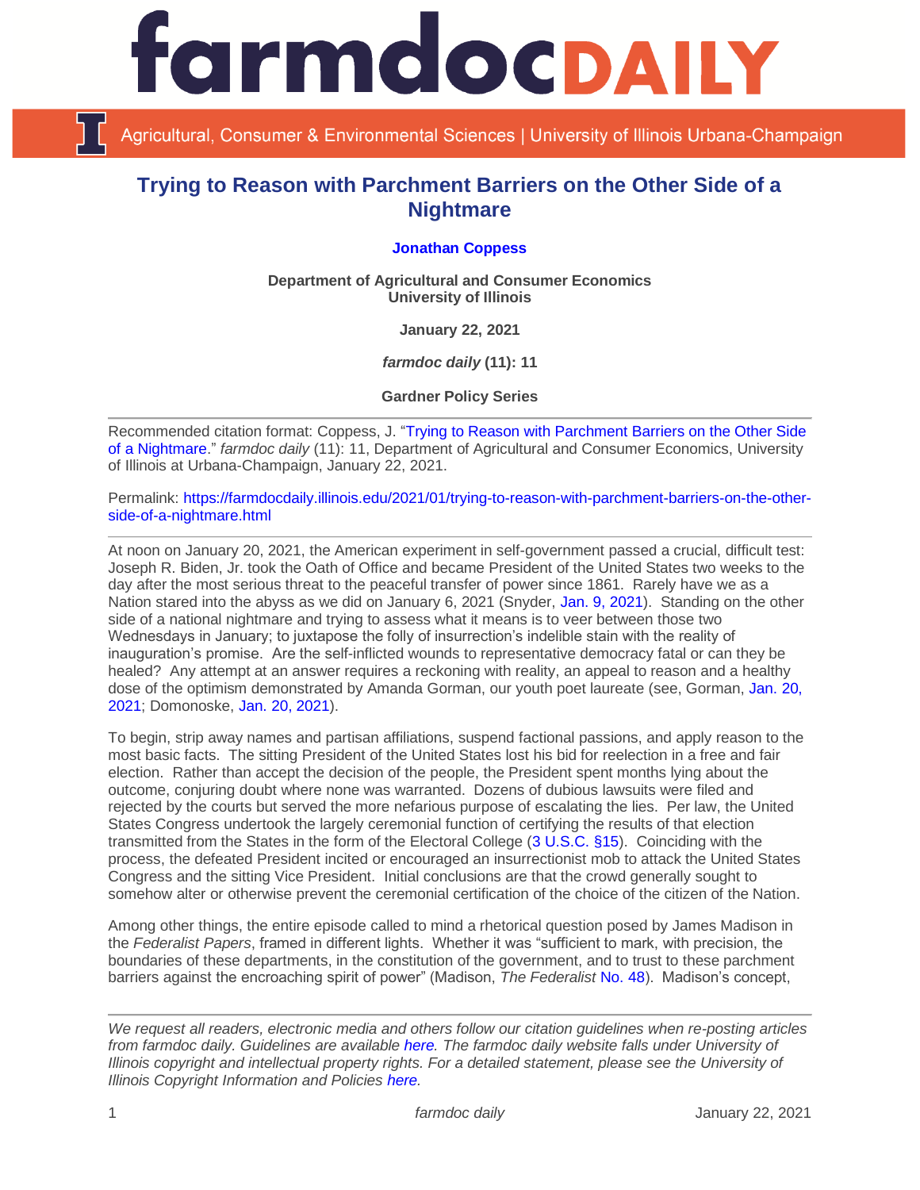# Trying to Reason with Parchment Barriers on the Other Side of a Nightmare

**Jonathan Coppess**

**Department of Agricultural and Consumer Economics**
**University of Illinois**

**January 22, 2021**

***farmdoc daily* (11): 11**

**Gardner Policy Series**

---

Recommended citation format: Coppess, J. "Trying to Reason with Parchment Barriers on the Other Side of a Nightmare." *farmdoc daily* (11): 11, Department of Agricultural and Consumer Economics, University of Illinois at Urbana-Champaign, January 22, 2021.

Permalink: https://farmdocdaily.illinois.edu/2021/01/trying-to-reason-with-parchment-barriers-on-the-other-side-of-a-nightmare.html

---

At noon on January 20, 2021, the American experiment in self-government passed a crucial, difficult test: Joseph R. Biden, Jr. took the Oath of Office and became President of the United States two weeks to the day after the most serious threat to the peaceful transfer of power since 1861. Rarely have we as a Nation stared into the abyss as we did on January 6, 2021 (Snyder, Jan. 9, 2021). Standing on the other side of a national nightmare and trying to assess what it means is to veer between those two Wednesdays in January; to juxtapose the folly of insurrection's indelible stain with the reality of inauguration's promise. Are the self-inflicted wounds to representative democracy fatal or can they be healed? Any attempt at an answer requires a reckoning with reality, an appeal to reason and a healthy dose of the optimism demonstrated by Amanda Gorman, our youth poet laureate (see, Gorman, Jan. 20, 2021; Domonoske, Jan. 20, 2021).

To begin, strip away names and partisan affiliations, suspend factional passions, and apply reason to the most basic facts. The sitting President of the United States lost his bid for reelection in a free and fair election. Rather than accept the decision of the people, the President spent months lying about the outcome, conjuring doubt where none was warranted. Dozens of dubious lawsuits were filed and rejected by the courts but served the more nefarious purpose of escalating the lies. Per law, the United States Congress undertook the largely ceremonial function of certifying the results of that election transmitted from the States in the form of the Electoral College (3 U.S.C. §15). Coinciding with the process, the defeated President incited or encouraged an insurrectionist mob to attack the United States Congress and the sitting Vice President. Initial conclusions are that the crowd generally sought to somehow alter or otherwise prevent the ceremonial certification of the choice of the citizen of the Nation.

Among other things, the entire episode called to mind a rhetorical question posed by James Madison in the *Federalist Papers*, framed in different lights. Whether it was "sufficient to mark, with precision, the boundaries of these departments, in the constitution of the government, and to trust to these parchment barriers against the encroaching spirit of power" (Madison, *The Federalist* No. 48). Madison's concept,

---

*We request all readers, electronic media and others follow our citation guidelines when re-posting articles from farmdoc daily. Guidelines are available here. The farmdoc daily website falls under University of Illinois copyright and intellectual property rights. For a detailed statement, please see the University of Illinois Copyright Information and Policies here.*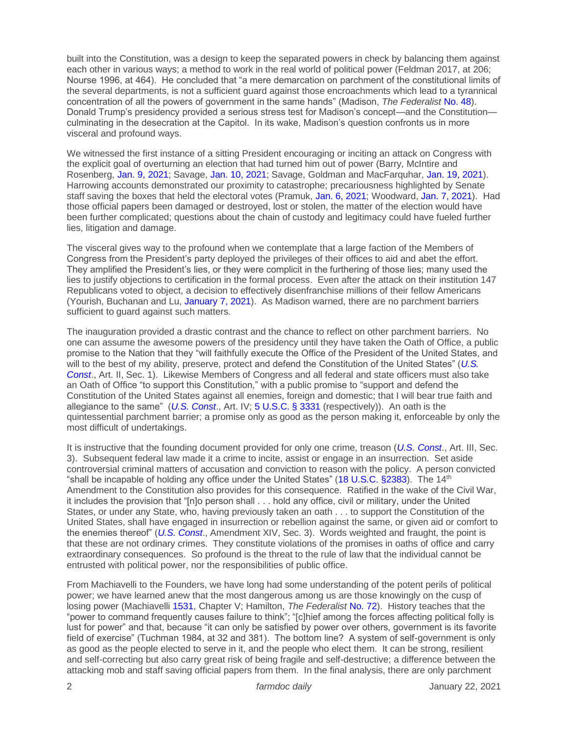built into the Constitution, was a design to keep the separated powers in check by balancing them against each other in various ways; a method to work in the real world of political power (Feldman 2017, at 206; Nourse 1996, at 464). He concluded that "a mere demarcation on parchment of the constitutional limits of the several departments, is not a sufficient guard against those encroachments which lead to a tyrannical concentration of all the powers of government in the same hands" (Madison, *The Federalist* No. 48). Donald Trump's presidency provided a serious stress test for Madison's concept—and the Constitution—culminating in the desecration at the Capitol. In its wake, Madison's question confronts us in more visceral and profound ways.

We witnessed the first instance of a sitting President encouraging or inciting an attack on Congress with the explicit goal of overturning an election that had turned him out of power (Barry, McIntire and Rosenberg, Jan. 9, 2021; Savage, Jan. 10, 2021; Savage, Goldman and MacFarquhar, Jan. 19, 2021). Harrowing accounts demonstrated our proximity to catastrophe; precariousness highlighted by Senate staff saving the boxes that held the electoral votes (Pramuk, Jan. 6, 2021; Woodward, Jan. 7, 2021). Had those official papers been damaged or destroyed, lost or stolen, the matter of the election would have been further complicated; questions about the chain of custody and legitimacy could have fueled further lies, litigation and damage.

The visceral gives way to the profound when we contemplate that a large faction of the Members of Congress from the President's party deployed the privileges of their offices to aid and abet the effort. They amplified the President's lies, or they were complicit in the furthering of those lies; many used the lies to justify objections to certification in the formal process. Even after the attack on their institution 147 Republicans voted to object, a decision to effectively disenfranchise millions of their fellow Americans (Yourish, Buchanan and Lu, January 7, 2021). As Madison warned, there are no parchment barriers sufficient to guard against such matters.

The inauguration provided a drastic contrast and the chance to reflect on other parchment barriers. No one can assume the awesome powers of the presidency until they have taken the Oath of Office, a public promise to the Nation that they "will faithfully execute the Office of the President of the United States, and will to the best of my ability, preserve, protect and defend the Constitution of the United States" (*U.S. Const*., Art. II, Sec. 1). Likewise Members of Congress and all federal and state officers must also take an Oath of Office "to support this Constitution," with a public promise to "support and defend the Constitution of the United States against all enemies, foreign and domestic; that I will bear true faith and allegiance to the same" (*U.S. Const*., Art. IV; 5 U.S.C. § 3331 (respectively)). An oath is the quintessential parchment barrier; a promise only as good as the person making it, enforceable by only the most difficult of undertakings.

It is instructive that the founding document provided for only one crime, treason (*U.S. Const*., Art. III, Sec. 3). Subsequent federal law made it a crime to incite, assist or engage in an insurrection. Set aside controversial criminal matters of accusation and conviction to reason with the policy. A person convicted "shall be incapable of holding any office under the United States" (18 U.S.C. §2383). The 14th Amendment to the Constitution also provides for this consequence. Ratified in the wake of the Civil War, it includes the provision that "[n]o person shall . . . hold any office, civil or military, under the United States, or under any State, who, having previously taken an oath . . . to support the Constitution of the United States, shall have engaged in insurrection or rebellion against the same, or given aid or comfort to the enemies thereof" (*U.S. Const*., Amendment XIV, Sec. 3). Words weighted and fraught, the point is that these are not ordinary crimes. They constitute violations of the promises in oaths of office and carry extraordinary consequences. So profound is the threat to the rule of law that the individual cannot be entrusted with political power, nor the responsibilities of public office.

From Machiavelli to the Founders, we have long had some understanding of the potent perils of political power; we have learned anew that the most dangerous among us are those knowingly on the cusp of losing power (Machiavelli 1531, Chapter V; Hamilton, *The Federalist* No. 72). History teaches that the "power to command frequently causes failure to think"; "[c]hief among the forces affecting political folly is lust for power" and that, because "it can only be satisfied by power over others, government is its favorite field of exercise" (Tuchman 1984, at 32 and 381). The bottom line? A system of self-government is only as good as the people elected to serve in it, and the people who elect them. It can be strong, resilient and self-correcting but also carry great risk of being fragile and self-destructive; a difference between the attacking mob and staff saving official papers from them. In the final analysis, there are only parchment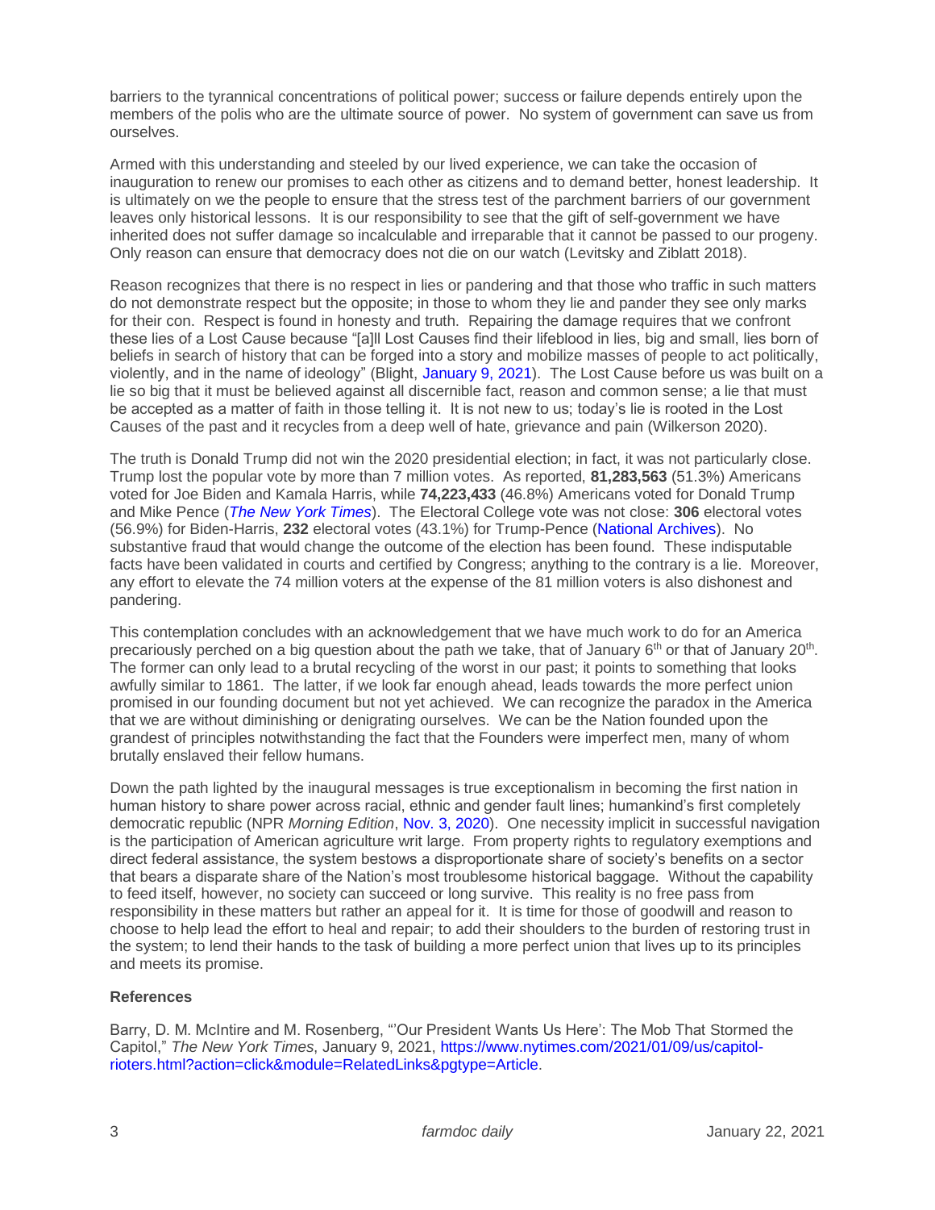barriers to the tyrannical concentrations of political power; success or failure depends entirely upon the members of the polis who are the ultimate source of power. No system of government can save us from ourselves.

Armed with this understanding and steeled by our lived experience, we can take the occasion of inauguration to renew our promises to each other as citizens and to demand better, honest leadership. It is ultimately on we the people to ensure that the stress test of the parchment barriers of our government leaves only historical lessons. It is our responsibility to see that the gift of self-government we have inherited does not suffer damage so incalculable and irreparable that it cannot be passed to our progeny. Only reason can ensure that democracy does not die on our watch (Levitsky and Ziblatt 2018).

Reason recognizes that there is no respect in lies or pandering and that those who traffic in such matters do not demonstrate respect but the opposite; in those to whom they lie and pander they see only marks for their con. Respect is found in honesty and truth. Repairing the damage requires that we confront these lies of a Lost Cause because "[a]ll Lost Causes find their lifeblood in lies, big and small, lies born of beliefs in search of history that can be forged into a story and mobilize masses of people to act politically, violently, and in the name of ideology" (Blight, January 9, 2021). The Lost Cause before us was built on a lie so big that it must be believed against all discernible fact, reason and common sense; a lie that must be accepted as a matter of faith in those telling it. It is not new to us; today's lie is rooted in the Lost Causes of the past and it recycles from a deep well of hate, grievance and pain (Wilkerson 2020).

The truth is Donald Trump did not win the 2020 presidential election; in fact, it was not particularly close. Trump lost the popular vote by more than 7 million votes. As reported, **81,283,563** (51.3%) Americans voted for Joe Biden and Kamala Harris, while **74,223,433** (46.8%) Americans voted for Donald Trump and Mike Pence (*The New York Times*). The Electoral College vote was not close: **306** electoral votes (56.9%) for Biden-Harris, **232** electoral votes (43.1%) for Trump-Pence (National Archives). No substantive fraud that would change the outcome of the election has been found. These indisputable facts have been validated in courts and certified by Congress; anything to the contrary is a lie. Moreover, any effort to elevate the 74 million voters at the expense of the 81 million voters is also dishonest and pandering.

This contemplation concludes with an acknowledgement that we have much work to do for an America precariously perched on a big question about the path we take, that of January 6th or that of January 20th. The former can only lead to a brutal recycling of the worst in our past; it points to something that looks awfully similar to 1861. The latter, if we look far enough ahead, leads towards the more perfect union promised in our founding document but not yet achieved. We can recognize the paradox in the America that we are without diminishing or denigrating ourselves. We can be the Nation founded upon the grandest of principles notwithstanding the fact that the Founders were imperfect men, many of whom brutally enslaved their fellow humans.

Down the path lighted by the inaugural messages is true exceptionalism in becoming the first nation in human history to share power across racial, ethnic and gender fault lines; humankind's first completely democratic republic (NPR *Morning Edition*, Nov. 3, 2020). One necessity implicit in successful navigation is the participation of American agriculture writ large. From property rights to regulatory exemptions and direct federal assistance, the system bestows a disproportionate share of society's benefits on a sector that bears a disparate share of the Nation's most troublesome historical baggage. Without the capability to feed itself, however, no society can succeed or long survive. This reality is no free pass from responsibility in these matters but rather an appeal for it. It is time for those of goodwill and reason to choose to help lead the effort to heal and repair; to add their shoulders to the burden of restoring trust in the system; to lend their hands to the task of building a more perfect union that lives up to its principles and meets its promise.

**References**

Barry, D. M. McIntire and M. Rosenberg, "'Our President Wants Us Here': The Mob That Stormed the Capitol," *The New York Times*, January 9, 2021, https://www.nytimes.com/2021/01/09/us/capitol-rioters.html?action=click&module=RelatedLinks&pgtype=Article.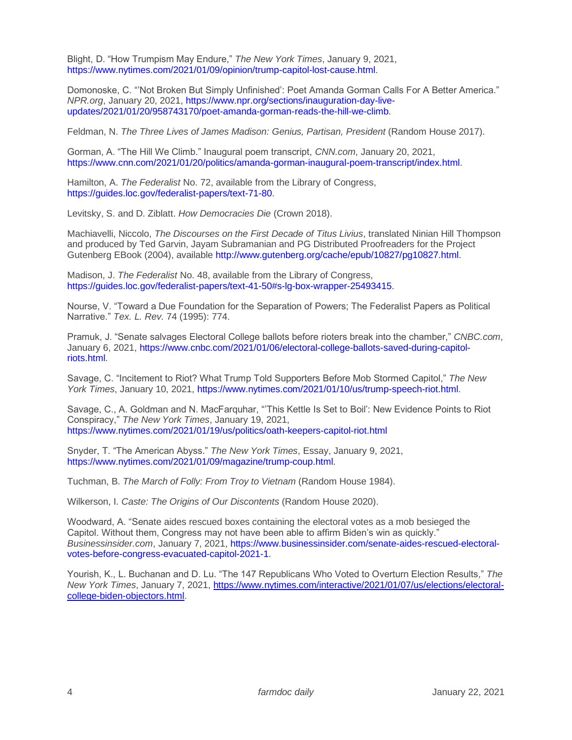Blight, D. "How Trumpism May Endure," *The New York Times*, January 9, 2021, https://www.nytimes.com/2021/01/09/opinion/trump-capitol-lost-cause.html.

Domonoske, C. "'Not Broken But Simply Unfinished': Poet Amanda Gorman Calls For A Better America." *NPR.org*, January 20, 2021, https://www.npr.org/sections/inauguration-day-live-updates/2021/01/20/958743170/poet-amanda-gorman-reads-the-hill-we-climb.

Feldman, N. *The Three Lives of James Madison: Genius, Partisan, President* (Random House 2017).

Gorman, A. "The Hill We Climb." Inaugural poem transcript, *CNN.com*, January 20, 2021, https://www.cnn.com/2021/01/20/politics/amanda-gorman-inaugural-poem-transcript/index.html.

Hamilton, A. *The Federalist* No. 72, available from the Library of Congress, https://guides.loc.gov/federalist-papers/text-71-80.

Levitsky, S. and D. Ziblatt. *How Democracies Die* (Crown 2018).

Machiavelli, Niccolo, *The Discourses on the First Decade of Titus Livius*, translated Ninian Hill Thompson and produced by Ted Garvin, Jayam Subramanian and PG Distributed Proofreaders for the Project Gutenberg EBook (2004), available http://www.gutenberg.org/cache/epub/10827/pg10827.html.

Madison, J. *The Federalist* No. 48, available from the Library of Congress, https://guides.loc.gov/federalist-papers/text-41-50#s-lg-box-wrapper-25493415.

Nourse, V. "Toward a Due Foundation for the Separation of Powers; The Federalist Papers as Political Narrative." *Tex. L. Rev.* 74 (1995): 774.

Pramuk, J. "Senate salvages Electoral College ballots before rioters break into the chamber," *CNBC.com*, January 6, 2021, https://www.cnbc.com/2021/01/06/electoral-college-ballots-saved-during-capitol-riots.html.

Savage, C. "Incitement to Riot? What Trump Told Supporters Before Mob Stormed Capitol," *The New York Times*, January 10, 2021, https://www.nytimes.com/2021/01/10/us/trump-speech-riot.html.

Savage, C., A. Goldman and N. MacFarquhar, "'This Kettle Is Set to Boil': New Evidence Points to Riot Conspiracy," *The New York Times*, January 19, 2021, https://www.nytimes.com/2021/01/19/us/politics/oath-keepers-capitol-riot.html

Snyder, T. "The American Abyss." *The New York Times*, Essay, January 9, 2021, https://www.nytimes.com/2021/01/09/magazine/trump-coup.html.

Tuchman, B. *The March of Folly: From Troy to Vietnam* (Random House 1984).

Wilkerson, I. *Caste: The Origins of Our Discontents* (Random House 2020).

Woodward, A. "Senate aides rescued boxes containing the electoral votes as a mob besieged the Capitol. Without them, Congress may not have been able to affirm Biden's win as quickly." *Businessinsider.com*, January 7, 2021, https://www.businessinsider.com/senate-aides-rescued-electoral-votes-before-congress-evacuated-capitol-2021-1.

Yourish, K., L. Buchanan and D. Lu. "The 147 Republicans Who Voted to Overturn Election Results," *The New York Times*, January 7, 2021, https://www.nytimes.com/interactive/2021/01/07/us/elections/electoral-college-biden-objectors.html.